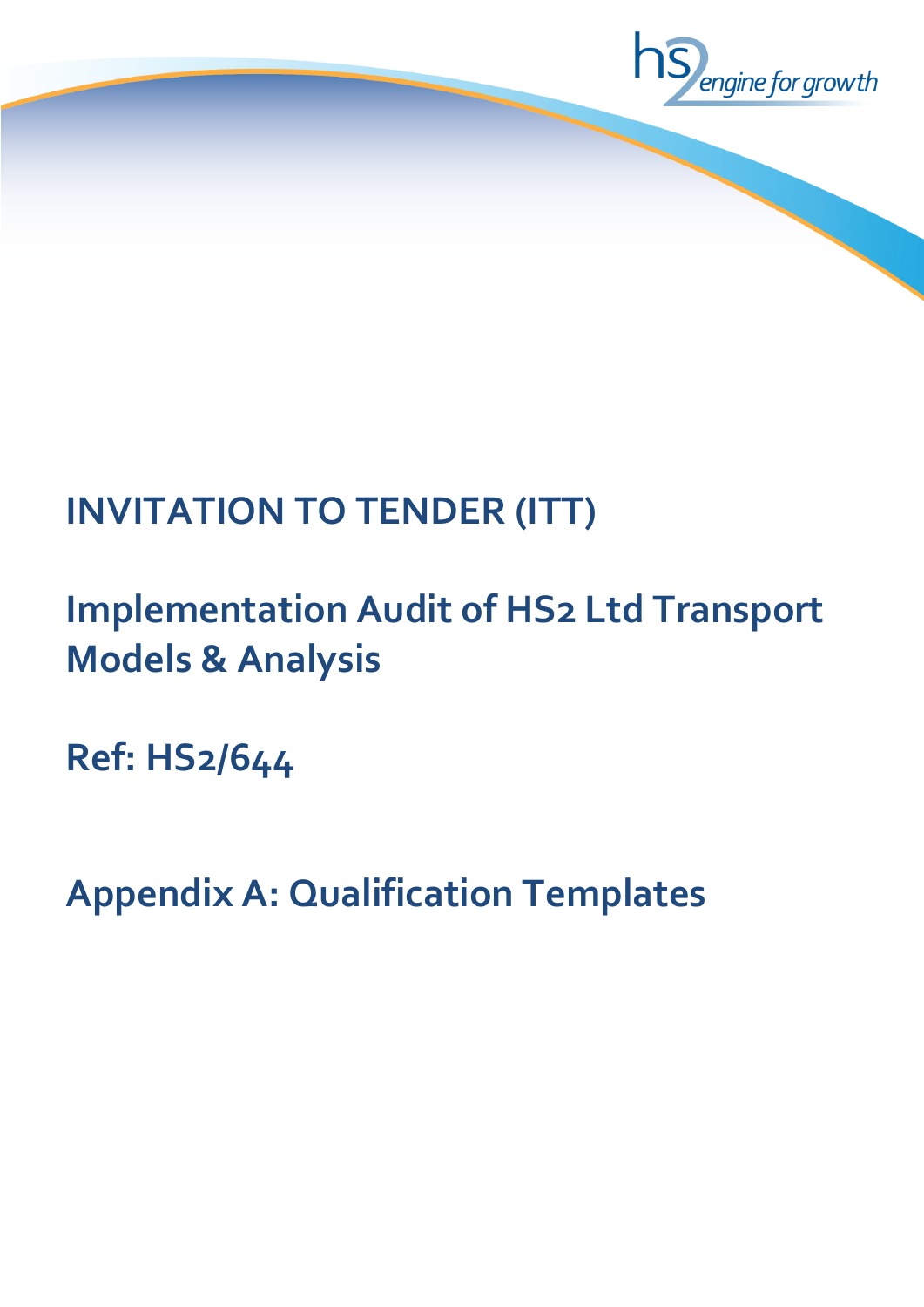# INVITATION TO TENDER (ITT)

## Implementation Audit of HS2 Ltd Transport Models & Analysis

## Ref: HS2/644

## Appendix A: Qualification Templates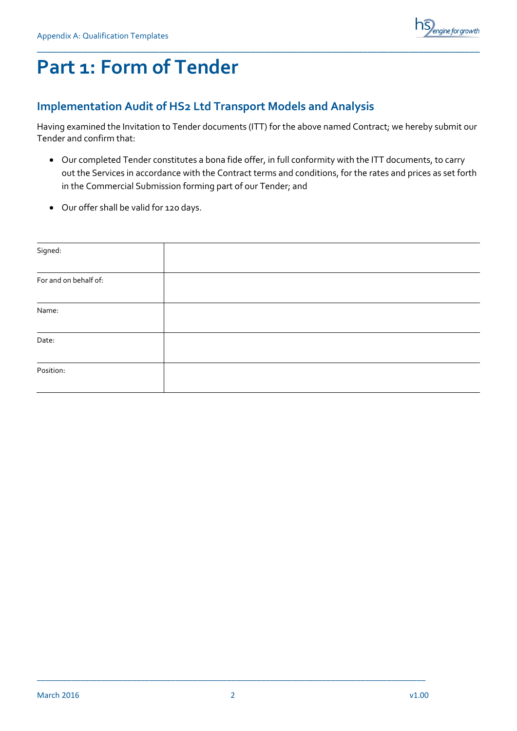# Part 1: Form of Tender

## Implementation Audit of HS2 Ltd Transport Models and Analysis

Having examined the Invitation to Tender documents (ITT) for the above named Contract; we hereby submit our Tender and confirm that:

- Our completed Tender constitutes a bona fide offer, in full conformity with the ITT documents, to carry out the Services in accordance with the Contract terms and conditions, for the rates and prices as set forth in the Commercial Submission forming part of our Tender; and
- Our offer shall be valid for 120 days.

| | |
|---|---|
| Signed: | |
| For and on behalf of: | |
| Name: | |
| Date: | |
| Position: | |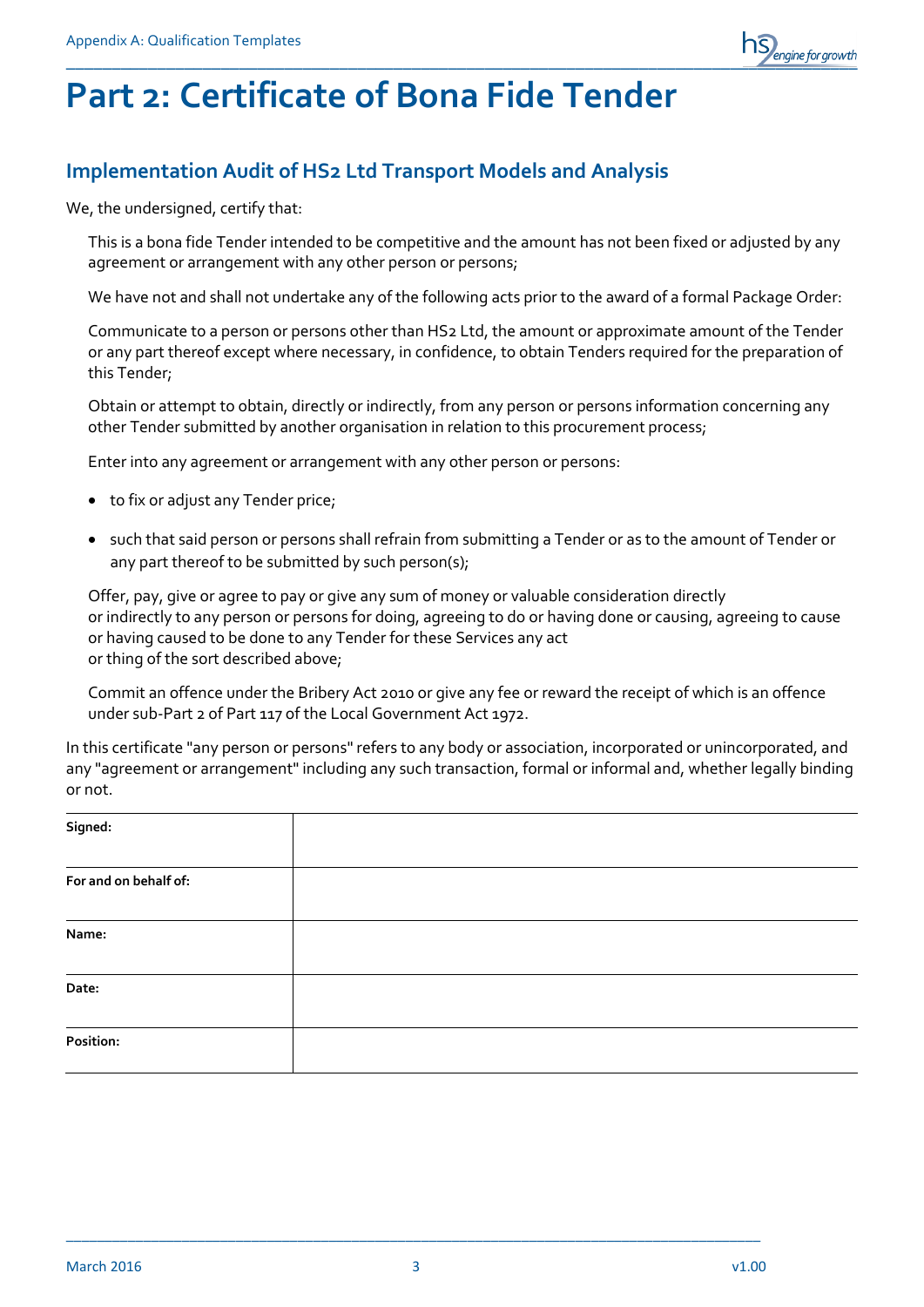# Part 2: Certificate of Bona Fide Tender

## Implementation Audit of HS2 Ltd Transport Models and Analysis

We, the undersigned, certify that:

This is a bona fide Tender intended to be competitive and the amount has not been fixed or adjusted by any agreement or arrangement with any other person or persons;

We have not and shall not undertake any of the following acts prior to the award of a formal Package Order:

Communicate to a person or persons other than HS2 Ltd, the amount or approximate amount of the Tender or any part thereof except where necessary, in confidence, to obtain Tenders required for the preparation of this Tender;

Obtain or attempt to obtain, directly or indirectly, from any person or persons information concerning any other Tender submitted by another organisation in relation to this procurement process;

Enter into any agreement or arrangement with any other person or persons:

- to fix or adjust any Tender price;
- such that said person or persons shall refrain from submitting a Tender or as to the amount of Tender or any part thereof to be submitted by such person(s);

Offer, pay, give or agree to pay or give any sum of money or valuable consideration directly or indirectly to any person or persons for doing, agreeing to do or having done or causing, agreeing to cause or having caused to be done to any Tender for these Services any act or thing of the sort described above;

Commit an offence under the Bribery Act 2010 or give any fee or reward the receipt of which is an offence under sub-Part 2 of Part 117 of the Local Government Act 1972.

In this certificate "any person or persons" refers to any body or association, incorporated or unincorporated, and any "agreement or arrangement" including any such transaction, formal or informal and, whether legally binding or not.

| | |
|---|---|
| **Signed:** | |
| **For and on behalf of:** | |
| **Name:** | |
| **Date:** | |
| **Position:** | |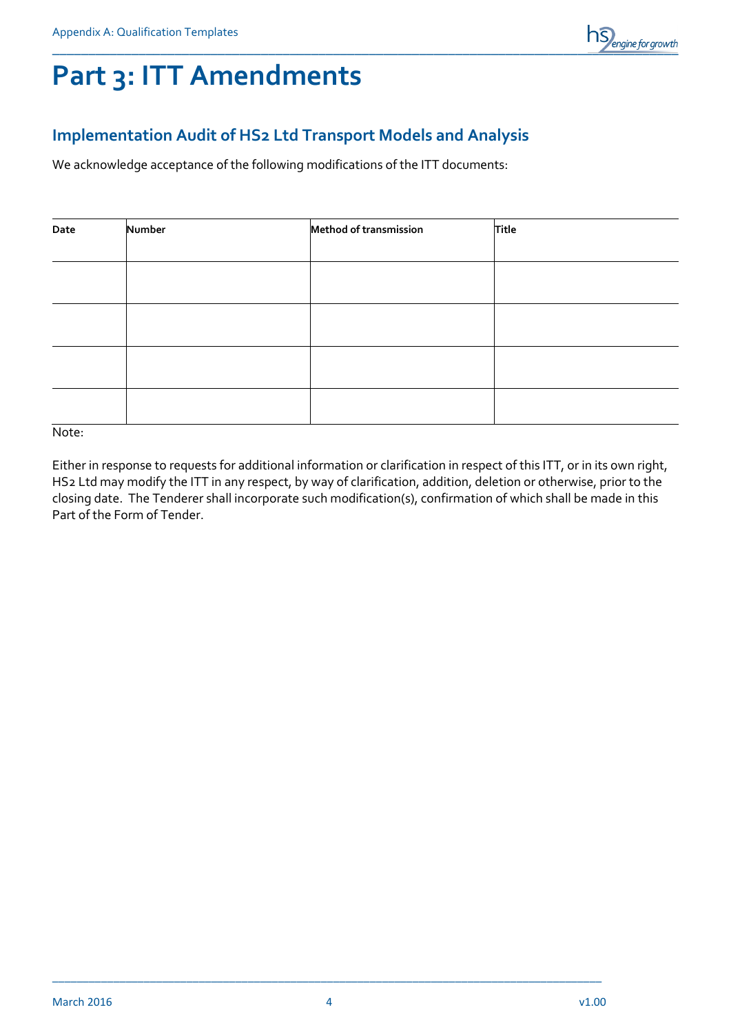# Part 3: ITT Amendments

## Implementation Audit of HS2 Ltd Transport Models and Analysis

We acknowledge acceptance of the following modifications of the ITT documents:

| Date | Number | Method of transmission | Title |
|---|---|---|---|
| | | | |
| | | | |
| | | | |
| | | | |

Note:

Either in response to requests for additional information or clarification in respect of this ITT, or in its own right, HS2 Ltd may modify the ITT in any respect, by way of clarification, addition, deletion or otherwise, prior to the closing date. The Tenderer shall incorporate such modification(s), confirmation of which shall be made in this Part of the Form of Tender.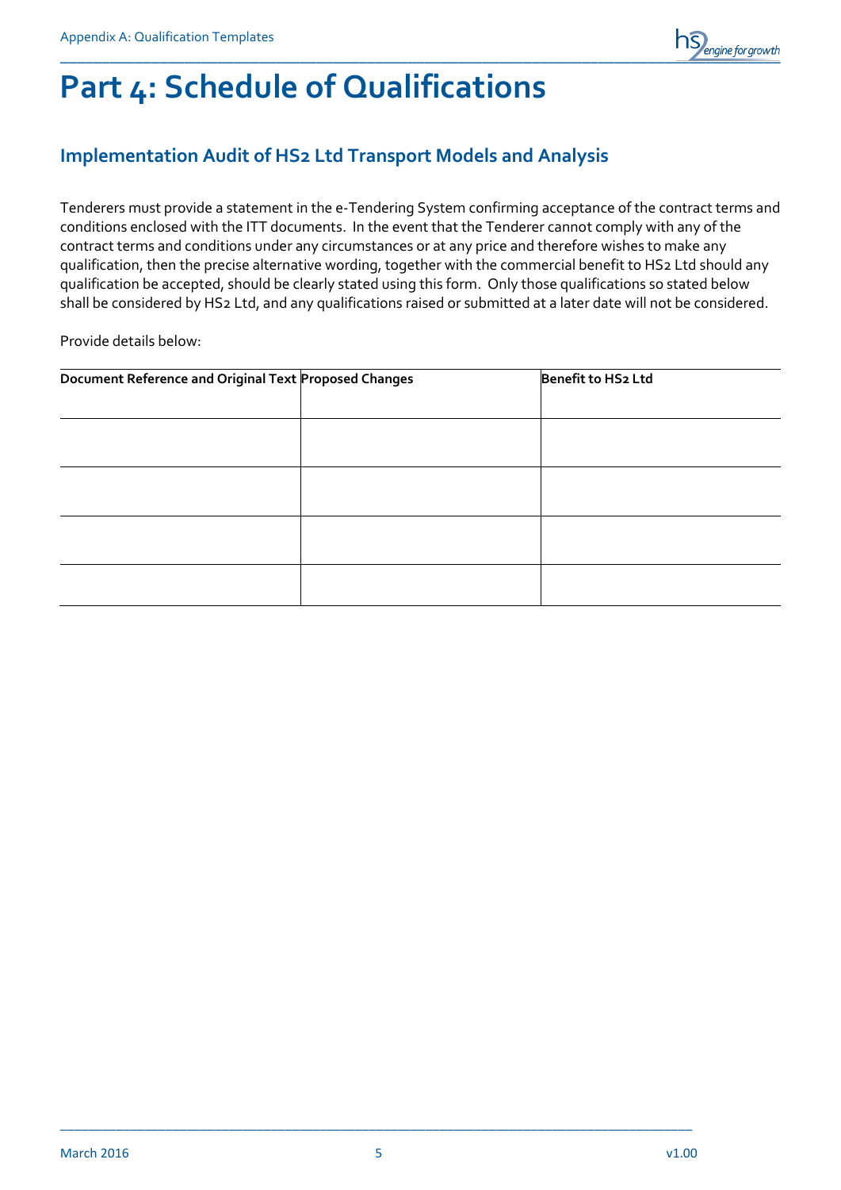# Part 4: Schedule of Qualifications

## Implementation Audit of HS2 Ltd Transport Models and Analysis

Tenderers must provide a statement in the e-Tendering System confirming acceptance of the contract terms and conditions enclosed with the ITT documents. In the event that the Tenderer cannot comply with any of the contract terms and conditions under any circumstances or at any price and therefore wishes to make any qualification, then the precise alternative wording, together with the commercial benefit to HS2 Ltd should any qualification be accepted, should be clearly stated using this form. Only those qualifications so stated below shall be considered by HS2 Ltd, and any qualifications raised or submitted at a later date will not be considered.

Provide details below:

| Document Reference and Original Text | Proposed Changes | Benefit to HS2 Ltd |
|---|---|---|
| | | |
| | | |
| | | |
| | | |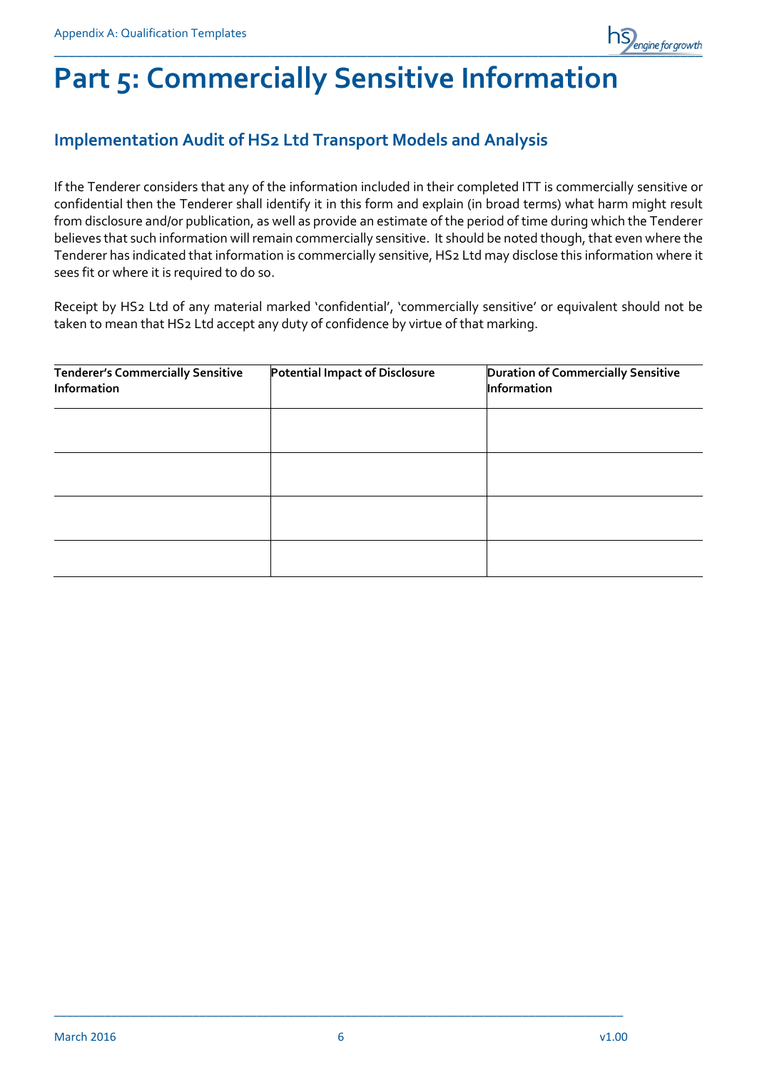# Part 5: Commercially Sensitive Information

## Implementation Audit of HS2 Ltd Transport Models and Analysis

If the Tenderer considers that any of the information included in their completed ITT is commercially sensitive or confidential then the Tenderer shall identify it in this form and explain (in broad terms) what harm might result from disclosure and/or publication, as well as provide an estimate of the period of time during which the Tenderer believes that such information will remain commercially sensitive. It should be noted though, that even where the Tenderer has indicated that information is commercially sensitive, HS2 Ltd may disclose this information where it sees fit or where it is required to do so.

Receipt by HS2 Ltd of any material marked 'confidential', 'commercially sensitive' or equivalent should not be taken to mean that HS2 Ltd accept any duty of confidence by virtue of that marking.

| Tenderer's Commercially Sensitive Information | Potential Impact of Disclosure | Duration of Commercially Sensitive Information |
|---|---|---|
| | | |
| | | |
| | | |
| | | |